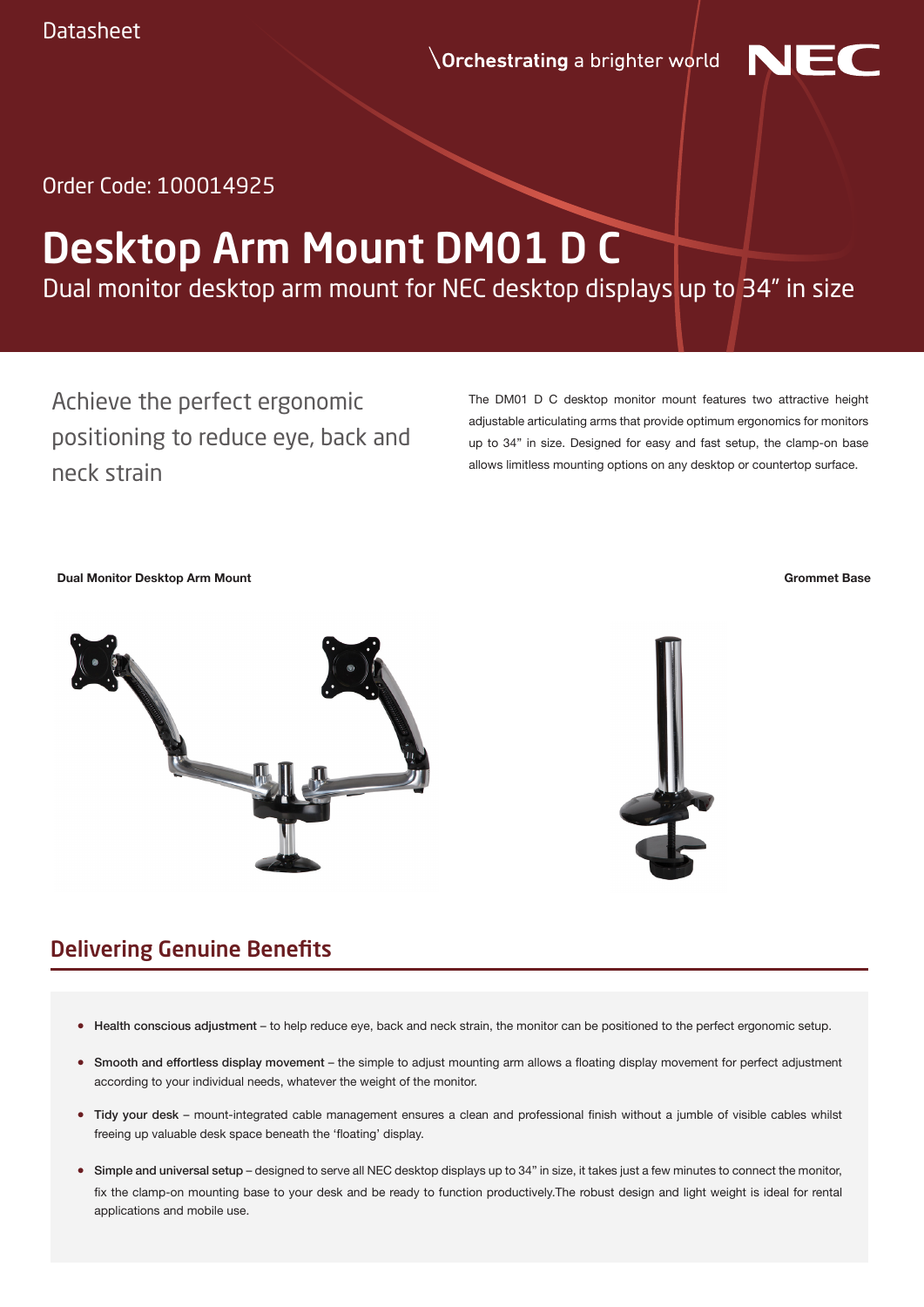Datasheet

\Orchestrating a brighter world

NEC

Order Code: 100014925

# Desktop Arm Mount DM01 D C

Dual monitor desktop arm mount for NEC desktop displays up to 34" in size

## Achieve the perfect ergonomic positioning to reduce eye, back and neck strain

The DM01 D C desktop monitor mount features two attractive height adjustable articulating arms that provide optimum ergonomics for monitors up to 34" in size. Designed for easy and fast setup, the clamp-on base allows limitless mounting options on any desktop or countertop surface.

**Dual Monitor Desktop Arm Mount**

**Grommet Base**

## Delivering Genuine Benefits

- Health conscious adjustment – to help reduce eye, back and neck strain, the monitor can be positioned to the perfect ergonomic setup.
- Smooth and effortless display movement – the simple to adjust mounting arm allows a floating display movement for perfect adjustment according to your individual needs, whatever the weight of the monitor.
- Tidy your desk – mount-integrated cable management ensures a clean and professional finish without a jumble of visible cables whilst freeing up valuable desk space beneath the 'floating' display.
- Simple and universal setup – designed to serve all NEC desktop displays up to 34" in size, it takes just a few minutes to connect the monitor, fix the clamp-on mounting base to your desk and be ready to function productively.The robust design and light weight is ideal for rental applications and mobile use.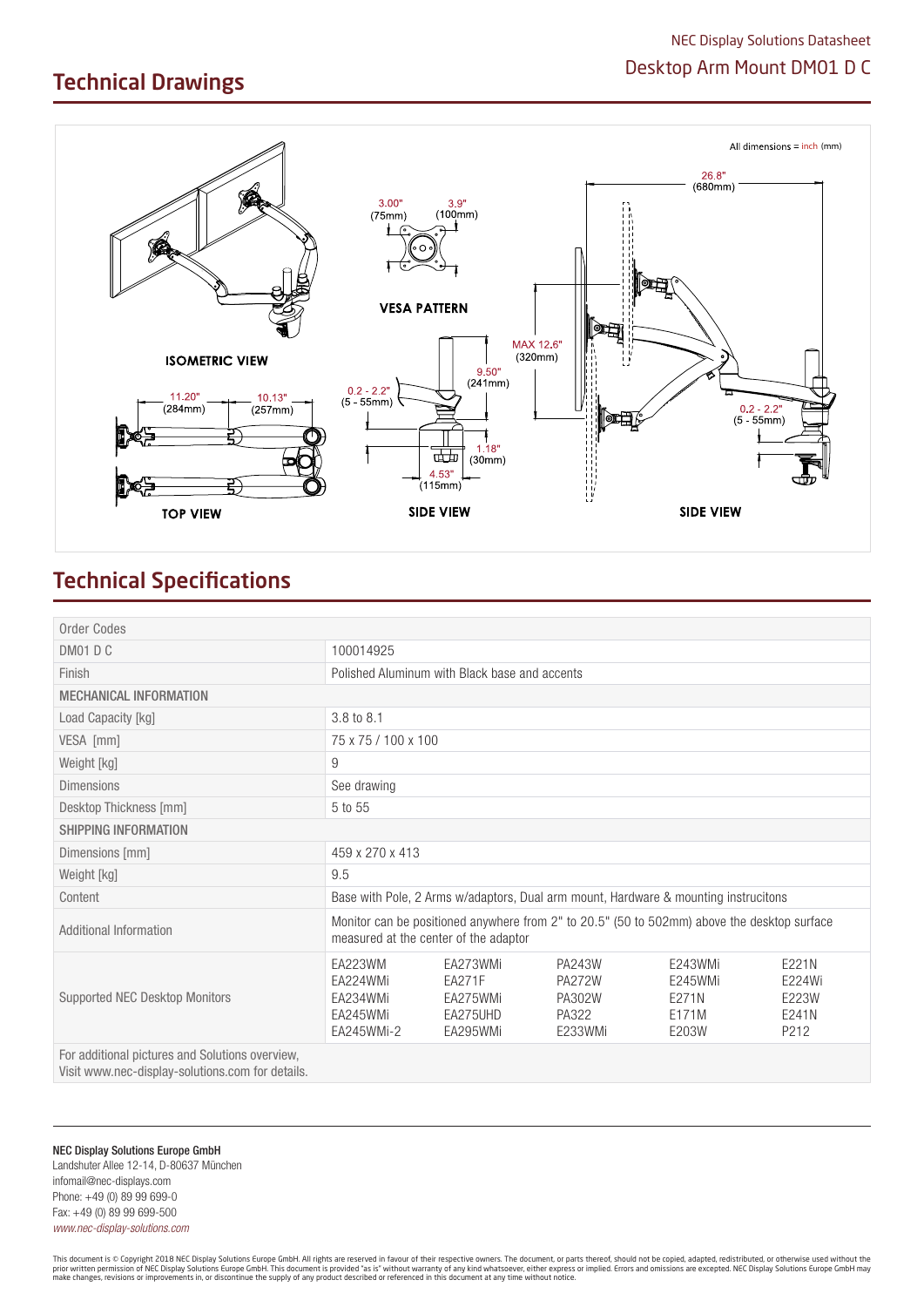## Technical Drawings

All dimensions = inch (mm)

ISOMETRIC VIEW

VESA PATTERN

3.00" (75mm)
3.9" (100mm)

TOP VIEW

11.20" (284mm)
10.13" (257mm)

SIDE VIEW

0.2 - 2.2" (5 - 55mm)
9.50" (241mm)
1.18" (30mm)
4.53" (115mm)

SIDE VIEW

26.8" (680mm)
MAX 12.6" (320mm)
0.2 - 2.2" (5 - 55mm)

## Technical Specifications

| | | | | | |
|---|---|---|---|---|---|
| Order Codes | | | | | |
| DM01 D C | 100014925 | | | | |
| Finish | Polished Aluminum with Black base and accents | | | | |
| MECHANICAL INFORMATION | | | | | |
| Load Capacity [kg] | 3.8 to 8.1 | | | | |
| VESA [mm] | 75 x 75 / 100 x 100 | | | | |
| Weight [kg] | 9 | | | | |
| Dimensions | See drawing | | | | |
| Desktop Thickness [mm] | 5 to 55 | | | | |
| SHIPPING INFORMATION | | | | | |
| Dimensions [mm] | 459 x 270 x 413 | | | | |
| Weight [kg] | 9.5 | | | | |
| Content | Base with Pole, 2 Arms w/adaptors, Dual arm mount, Hardware & mounting instrucitons | | | | |
| Additional Information | Monitor can be positioned anywhere from 2" to 20.5" (50 to 502mm) above the desktop surface measured at the center of the adaptor | | | | |
| Supported NEC Desktop Monitors | EA223WM<br>EA224WMi<br>EA234WMi<br>EA245WMi<br>EA245WMi-2 | EA273WMi<br>EA271F<br>EA275WMi<br>EA275UHD<br>EA295WMi | PA243W<br>PA272W<br>PA302W<br>PA322<br>E233WMi | E243WMi<br>E245WMi<br>E271N<br>E171M<br>E203W | E221N<br>E224Wi<br>E223W<br>E241N<br>P212 |
| For additional pictures and Solutions overview, Visit www.nec-display-solutions.com for details. | | | | | |

**NEC Display Solutions Europe GmbH**
Landshuter Allee 12-14, D-80637 München
infomail@nec-displays.com
Phone: +49 (0) 89 99 699-0
Fax: +49 (0) 89 99 699-500
*www.nec-display-solutions.com*

This document is © Copyright 2018 NEC Display Solutions Europe GmbH. All rights are reserved in favour of their respective owners. The document, or parts thereof, should not be copied, adapted, redistributed, or otherwise used without the prior written permission of NEC Display Solutions Europe GmbH. This document is provided "as is" without warranty of any kind whatsoever, either express or implied. Errors and omissions are excepted. NEC Display Solutions Europe GmbH may make changes, revisions or improvements in, or discontinue the supply of any product described or referenced in this document at any time without notice.